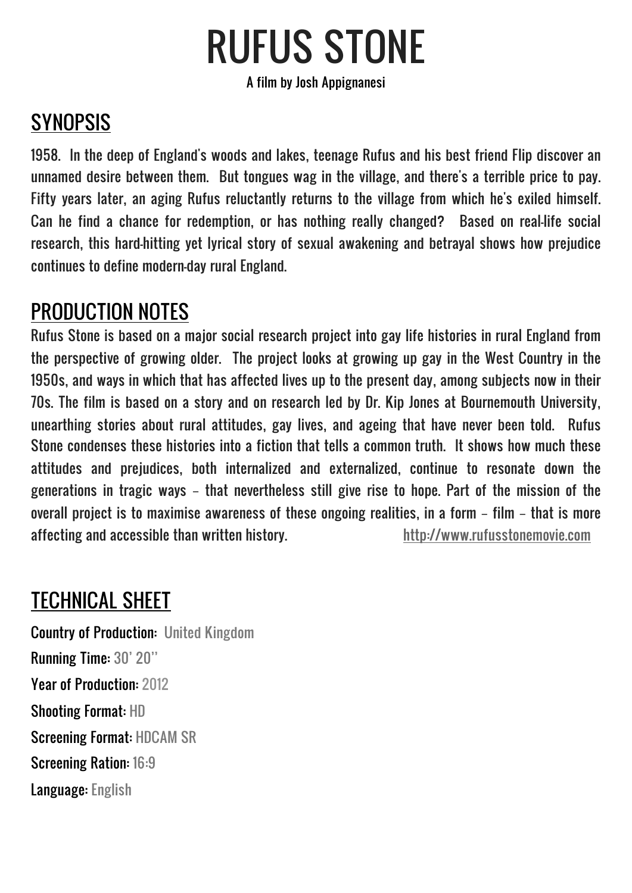# RUFUS STONE

A film by Josh Appignanesi

## SYNOPSIS

1958. In the deep of England's woods and lakes, teenage Rufus and his best friend Flip discover an unnamed desire between them. But tongues wag in the village, and there's a terrible price to pay. Fifty years later, an aging Rufus reluctantly returns to the village from which he's exiled himself. Can he find a chance for redemption, or has nothing really changed? Based on real-life social research, this hard-hitting yet lyrical story of sexual awakening and betrayal shows how prejudice continues to define modern-day rural England.

## PRODUCTION NOTES

Rufus Stone is based on a major social research project into gay life histories in rural England from the perspective of growing older. The project looks at growing up gay in the West Country in the 1950s, and ways in which that has affected lives up to the present day, among subjects now in their 70s. The film is based on a story and on research led by Dr. Kip Jones at Bournemouth University, unearthing stories about rural attitudes, gay lives, and ageing that have never been told. Rufus Stone condenses these histories into a fiction that tells a common truth. It shows how much these attitudes and prejudices, both internalized and externalized, continue to resonate down the generations in tragic ways – that nevertheless still give rise to hope. Part of the mission of the overall project is to maximise awareness of these ongoing realities, in a form – film – that is more affecting and accessible than written history. http://www.rufusstonemovie.com

## TECHNICAL SHEET

**Country of Production:** United Kingdom

**Running Time:** 30' 20''

**Year of Production:** 2012

**Shooting Format:** HD

**Screening Format:** HDCAM SR

**Screening Ration:** 16:9

**Language:** English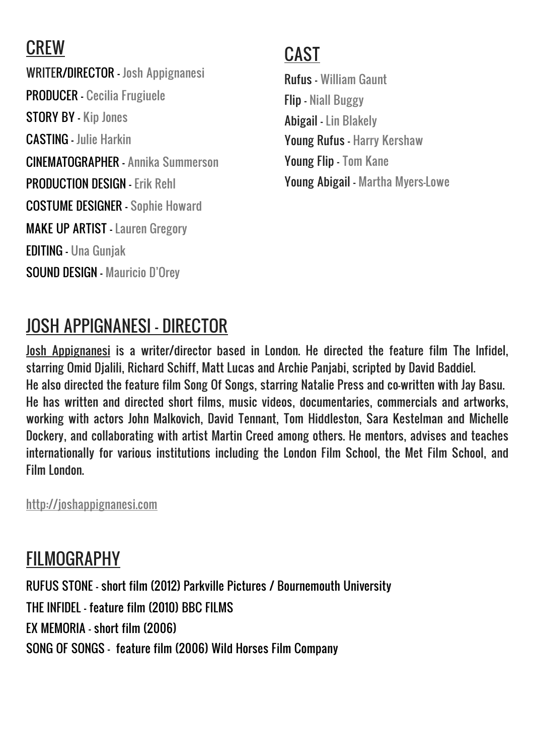## CREW

**WRITER/DIRECTOR** - Josh Appignanesi
**PRODUCER** - Cecilia Frugiuele
**STORY BY** - Kip Jones
**CASTING** - Julie Harkin
**CINEMATOGRAPHER** - Annika Summerson
**PRODUCTION DESIGN** - Erik Rehl
**COSTUME DESIGNER** - Sophie Howard
**MAKE UP ARTIST** - Lauren Gregory
**EDITING** - Una Gunjak
**SOUND DESIGN** - Mauricio D'Orey

## CAST

**Rufus** - William Gaunt
**Flip** - Niall Buggy
**Abigail** - Lin Blakely
**Young Rufus** - Harry Kershaw
**Young Flip** - Tom Kane
**Young Abigail** - Martha Myers-Lowe

## JOSH APPIGNANESI - DIRECTOR

Josh Appignanesi is a writer/director based in London. He directed the feature film The Infidel, starring Omid Djalili, Richard Schiff, Matt Lucas and Archie Panjabi, scripted by David Baddiel.
He also directed the feature film Song Of Songs, starring Natalie Press and co-written with Jay Basu. He has written and directed short films, music videos, documentaries, commercials and artworks, working with actors John Malkovich, David Tennant, Tom Hiddleston, Sara Kestelman and Michelle Dockery, and collaborating with artist Martin Creed among others. He mentors, advises and teaches internationally for various institutions including the London Film School, the Met Film School, and Film London.

http://joshappignanesi.com

## FILMOGRAPHY

RUFUS STONE - short film (2012) Parkville Pictures / Bournemouth University
THE INFIDEL - feature film (2010) BBC FILMS
EX MEMORIA - short film (2006)
SONG OF SONGS - feature film (2006) Wild Horses Film Company